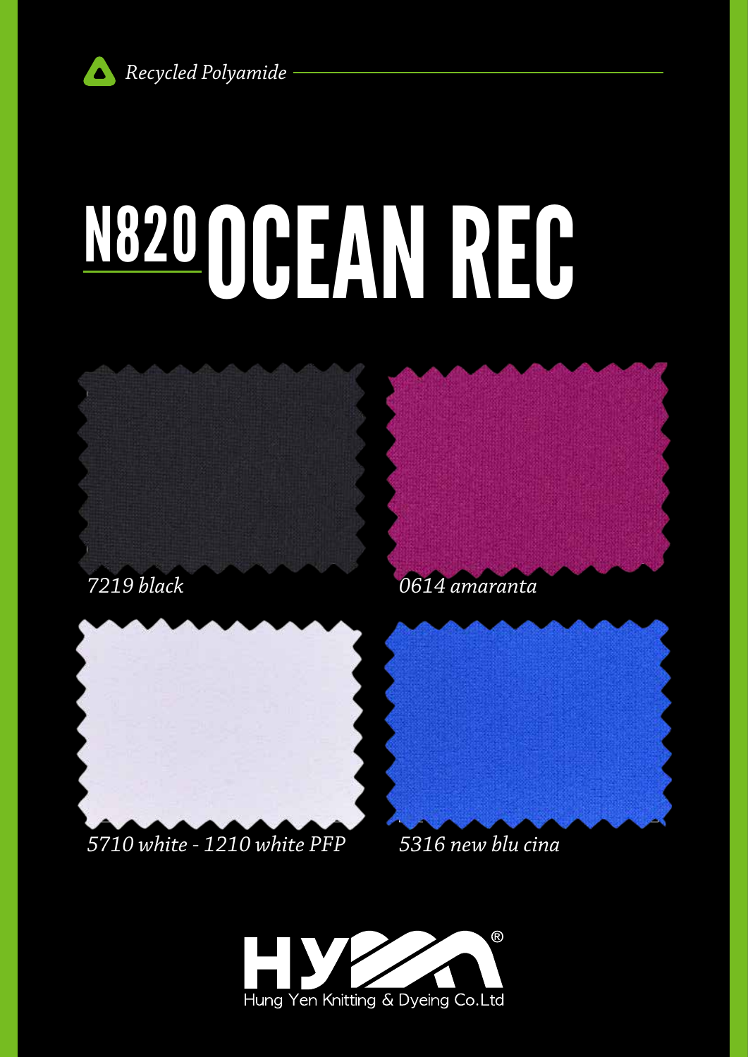*Recycled Polyamide*

# N820 OCEAN REC

*7219 black*

*0614 amaranta*

*5710 white - 1210 white PFP*

*5316 new blu cina*

HY®

Hung Yen Knitting & Dyeing Co.Ltd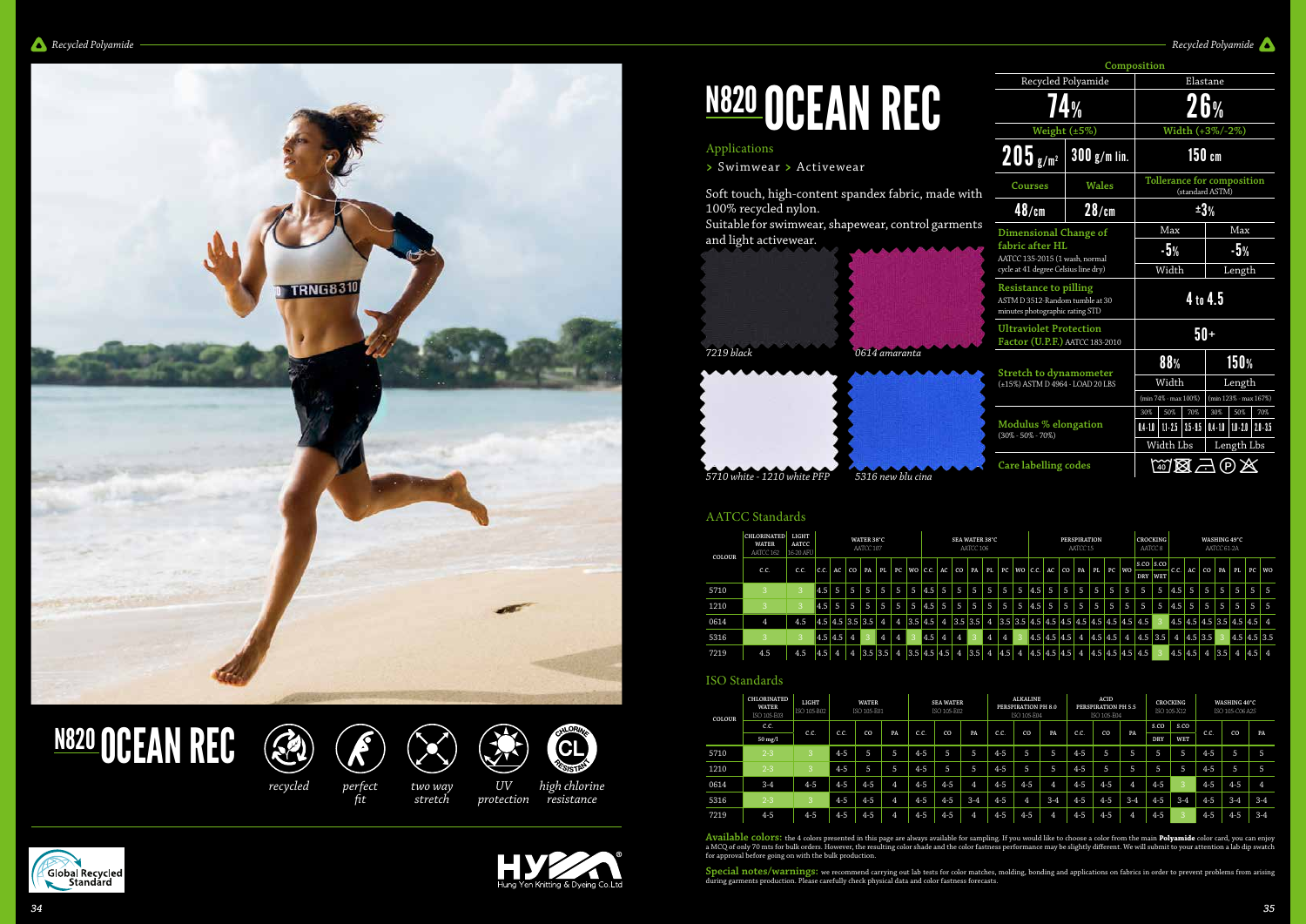# N820 OCEAN REC

Applications
> Swimwear > Activewear

Soft touch, high-content spandex fabric, made with 100% recycled nylon.
Suitable for swimwear, shapewear, control garments and light activewear.

7219 black
0614 amaranta
5710 white - 1210 white PFP
5316 new blu cina

| Composition | | | |
|---|---|---|---|
| Recycled Polyamide | | Elastane | |
| 74% | | 26% | |
| Weight (±5%) | | Width (+3%/-2%) | |
| 205 g/m² | 300 g/m lin. | 150 cm | |
| Courses | Wales | Tollerance for composition (standard ASTM) | |
| 48/cm | 28/cm | ±3% | |
| Dimensional Change of fabric after HL — AATCC 135-2015 (1 wash, normal cycle at 41 degree Celsius line dry) | | Max | Max |
| | | -5% | -5% |
| | | Width | Length |
| Resistance to pilling — ASTM D 3512-Random tumble at 30 minutes photographic rating STD | | 4 to 4.5 | |
| Ultraviolet Protection Factor (U.P.F.) AATCC 183-2010 | | 50+ | |
| Stretch to dynamometer (±15%) ASTM D 4964 - LOAD 20 LBS | | 88% | 150% |
| | | Width | Length |
| | | (min 74% - max 100%) | (min 123% - max 167%) |
| Modulus % elongation (30% - 50% - 70%) | | 30% 0.4-1.0 / 50% 1.1-2.5 / 70% 2.5-8.5 | 30% 0.4-1.0 / 50% 1.0-2.0 / 70% 2.0-3.5 |
| | | Width Lbs | Length Lbs |
| Care labelling codes | | | |

## AATCC Standards

| COLOUR | CHLORINATED WATER AATCC 162 | LIGHT AATCC 16-20 AFU | WATER 38°C AATCC 107 | | | | | | | SEA WATER 38°C AATCC 106 | | | | | | | PERSPIRATION AATCC 15 | | | | | | | CROCKING AATCC 8 | | WASHING 49°C AATCC 61-2A | | | | | | |
|---|---|---|---|---|---|---|---|---|---|---|---|---|---|---|---|---|---|---|---|---|---|---|---|---|---|---|---|---|---|---|---|---|
| | C.C. | C.C. | C.C. | AC | CO | PA | PL | PC | WO | C.C. | AC | CO | PA | PL | PC | WO | C.C. | AC | CO | PA | PL | PC | WO | S.CO DRY | S.CO WET | C.C. | AC | CO | PA | PL | PC | WO |
| 5710 | 3 | 3 | 4.5 | 5 | 5 | 5 | 5 | 5 | 5 | 4.5 | 5 | 5 | 5 | 5 | 5 | 5 | 4.5 | 5 | 5 | 5 | 5 | 5 | 5 | 5 | 5 | 4.5 | 5 | 5 | 5 | 5 | 5 | 5 |
| 1210 | 3 | 3 | 4.5 | 5 | 5 | 5 | 5 | 5 | 5 | 4.5 | 5 | 5 | 5 | 5 | 5 | 5 | 4.5 | 5 | 5 | 5 | 5 | 5 | 5 | 5 | 5 | 4.5 | 5 | 5 | 5 | 5 | 5 | 5 |
| 0614 | 4 | 4.5 | 4.5 | 4.5 | 3.5 | 3.5 | 4 | 4 | 3.5 | 4.5 | 4 | 3.5 | 3.5 | 4 | 3.5 | 3.5 | 4.5 | 4.5 | 4.5 | 4.5 | 4.5 | 4.5 | 4.5 | 4.5 | 3 | 4.5 | 4.5 | 4.5 | 3.5 | 4.5 | 4.5 | 4 |
| 5316 | 3 | 3 | 4.5 | 4.5 | 4 | 3 | 4 | 4 | 3 | 4.5 | 4 | 4 | 3 | 4 | 4 | 3 | 4.5 | 4.5 | 4.5 | 4 | 4.5 | 4.5 | 4 | 4.5 | 3.5 | 4 | 4.5 | 3.5 | 3 | 4.5 | 4.5 | 3.5 |
| 7219 | 4.5 | 4.5 | 4.5 | 4 | 4 | 3.5 | 3.5 | 4 | 3.5 | 4.5 | 4.5 | 4 | 3.5 | 4 | 4.5 | 4 | 4.5 | 4.5 | 4.5 | 4 | 4.5 | 4.5 | 4.5 | 4.5 | 3 | 4.5 | 4.5 | 4 | 3.5 | 4 | 4.5 | 4 |

## ISO Standards

| COLOUR | CHLORINATED WATER ISO 105-E03 | LIGHT ISO 105-B02 | WATER ISO 105-E01 | | | SEA WATER ISO 105-E02 | | | ALKALINE PERSPIRATION PH 8.0 ISO 105-E04 | | | ACID PERSPIRATION PH 5.5 ISO 105-E04 | | | CROCKING ISO 105-X12 | | WASHING 40°C ISO 105-C06 A2S | | |
|---|---|---|---|---|---|---|---|---|---|---|---|---|---|---|---|---|---|---|---|
| | C.C. 50 mg/l | C.C. | C.C. | CO | PA | C.C. | CO | PA | C.C. | CO | PA | C.C. | CO | PA | S.CO DRY | S.CO WET | C.C. | CO | PA |
| 5710 | 2-3 | 3 | 4-5 | 5 | 5 | 4-5 | 5 | 5 | 4-5 | 5 | 5 | 4-5 | 5 | 5 | 5 | 5 | 4-5 | 5 | 5 |
| 1210 | 2-3 | 3 | 4-5 | 5 | 5 | 4-5 | 5 | 5 | 4-5 | 5 | 5 | 4-5 | 5 | 5 | 5 | 5 | 4-5 | 5 | 5 |
| 0614 | 3-4 | 4-5 | 4-5 | 4-5 | 4 | 4-5 | 4-5 | 4 | 4-5 | 4-5 | 4 | 4-5 | 4-5 | 4 | 4-5 | 3 | 4-5 | 4-5 | 4 |
| 5316 | 2-3 | 3 | 4-5 | 4-5 | 4 | 4-5 | 4-5 | 3-4 | 4-5 | 4 | 3-4 | 4-5 | 4-5 | 3-4 | 4-5 | 3-4 | 4-5 | 3-4 | 3-4 |
| 7219 | 4-5 | 4-5 | 4-5 | 4-5 | 4 | 4-5 | 4-5 | 4 | 4-5 | 4-5 | 4 | 4-5 | 4-5 | 4 | 4-5 | 3 | 4-5 | 4-5 | 3-4 |

**Available colors:** the 4 colors presented in this page are always available for sampling. If you would like to choose a color from the main **Polyamide** color card, you can enjoy a MCQ of only 70 mts for bulk orders. However, the resulting color shade and the color fastness performance may be slightly different. We will submit to your attention a lab dip swatch for approval before going on with the bulk production.

**Special notes/warnings:** we recommend carrying out lab tests for color matches, molding, bonding and applications on fabrics in order to prevent problems from arising during garments production. Please carefully check physical data and color fastness forecasts.

N820 OCEAN REC

recycled | perfect fit | two way stretch | UV protection | high chlorine resistance

Global Recycled Standard

Hung Yen Knitting & Dyeing Co.Ltd